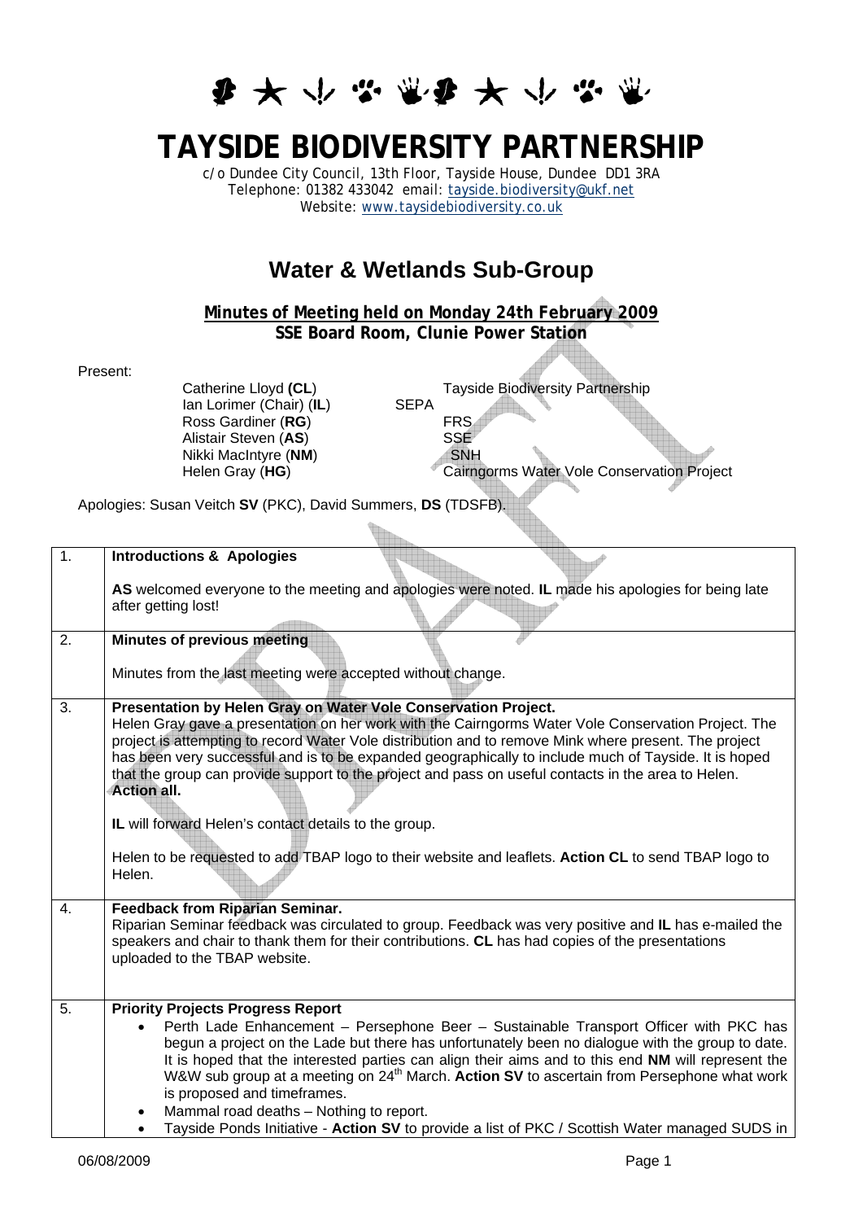# TAYSIDE BIODIVERSITY PARTNERSHIP

c/o Dundee City Council, 13th Floor, Tayside House, Dundee DD1 3RA
Telephone: 01382 433042 email: tayside.biodiversity@ukf.net
Website: www.taysidebiodiversity.co.uk

## Water & Wetlands Sub-Group

**Minutes of Meeting held on Monday 24th February 2009**
**SSE Board Room, Clunie Power Station**

Present:

| | |
|---|---|
| Catherine Lloyd **(CL**) | Tayside Biodiversity Partnership |
| Ian Lorimer (Chair) (**IL**) | SEPA |
| Ross Gardiner (**RG**) | FRS |
| Alistair Steven (**AS**) | SSE |
| Nikki MacIntyre (**NM**) | SNH |
| Helen Gray (**HG**) | Cairngorms Water Vole Conservation Project |

Apologies: Susan Veitch **SV** (PKC), David Summers, **DS** (TDSFB).

| | |
|---|---|
| 1. | **Introductions & Apologies**<br><br>**AS** welcomed everyone to the meeting and apologies were noted. **IL** made his apologies for being late after getting lost! |
| 2. | **Minutes of previous meeting**<br><br>Minutes from the last meeting were accepted without change. |
| 3. | **Presentation by Helen Gray on Water Vole Conservation Project.**<br>Helen Gray gave a presentation on her work with the Cairngorms Water Vole Conservation Project. The project is attempting to record Water Vole distribution and to remove Mink where present. The project has been very successful and is to be expanded geographically to include much of Tayside. It is hoped that the group can provide support to the project and pass on useful contacts in the area to Helen. **Action all.**<br><br>**IL** will forward Helen's contact details to the group.<br><br>Helen to be requested to add TBAP logo to their website and leaflets. **Action CL** to send TBAP logo to Helen. |
| 4. | **Feedback from Riparian Seminar.**<br>Riparian Seminar feedback was circulated to group. Feedback was very positive and **IL** has e-mailed the speakers and chair to thank them for their contributions. **CL** has had copies of the presentations uploaded to the TBAP website. |
| 5. | **Priority Projects Progress Report**<br>• Perth Lade Enhancement – Persephone Beer – Sustainable Transport Officer with PKC has begun a project on the Lade but there has unfortunately been no dialogue with the group to date. It is hoped that the interested parties can align their aims and to this end **NM** will represent the W&W sub group at a meeting on 24th March. **Action SV** to ascertain from Persephone what work is proposed and timeframes.<br>• Mammal road deaths – Nothing to report.<br>• Tayside Ponds Initiative - **Action SV** to provide a list of PKC / Scottish Water managed SUDS in |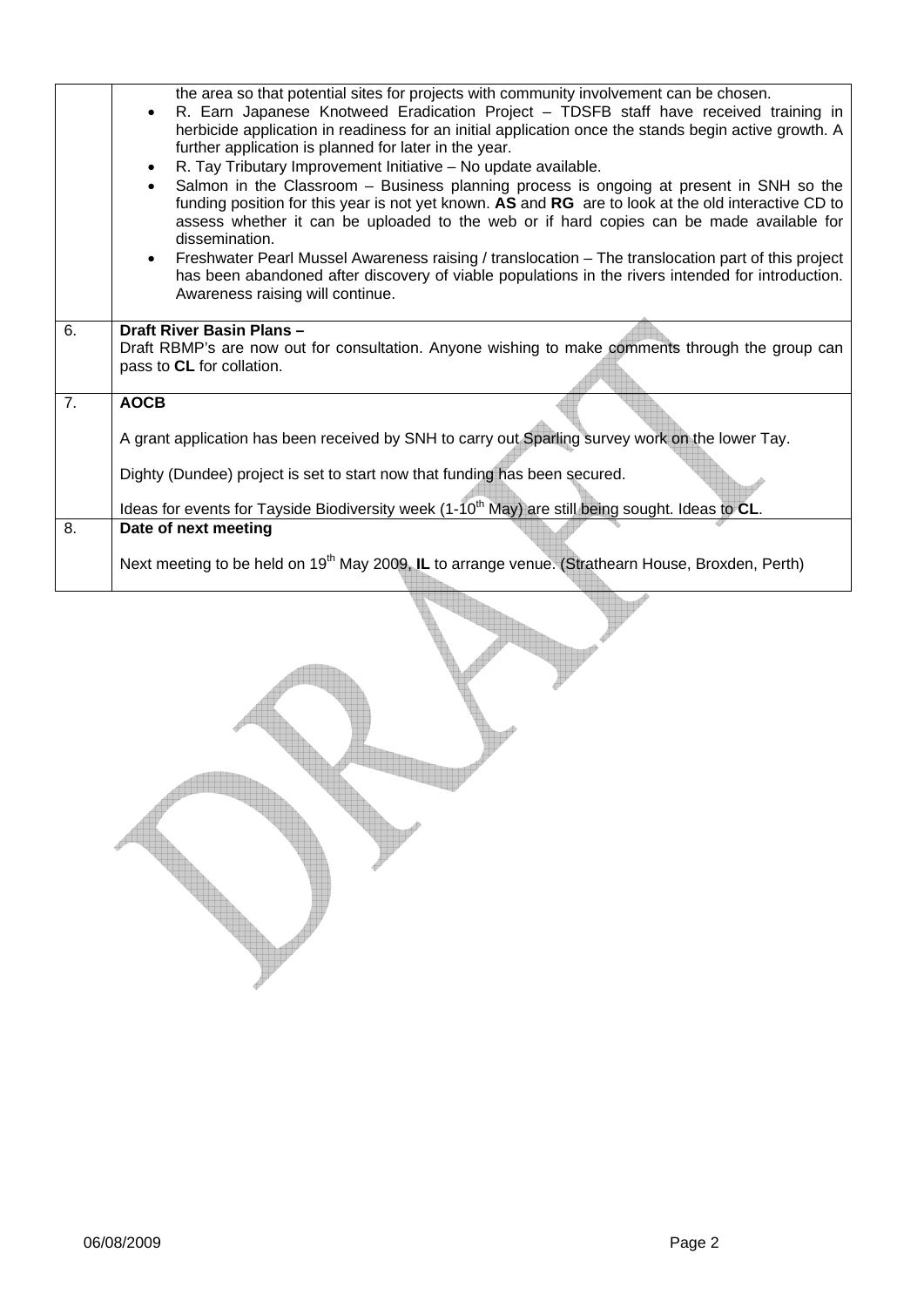| | |
|---|---|
| | the area so that potential sites for projects with community involvement can be chosen.<br>• R. Earn Japanese Knotweed Eradication Project – TDSFB staff have received training in herbicide application in readiness for an initial application once the stands begin active growth. A further application is planned for later in the year.<br>• R. Tay Tributary Improvement Initiative – No update available.<br>• Salmon in the Classroom – Business planning process is ongoing at present in SNH so the funding position for this year is not yet known. **AS** and **RG** are to look at the old interactive CD to assess whether it can be uploaded to the web or if hard copies can be made available for dissemination.<br>• Freshwater Pearl Mussel Awareness raising / translocation – The translocation part of this project has been abandoned after discovery of viable populations in the rivers intended for introduction. Awareness raising will continue. |
| 6. | **Draft River Basin Plans –**<br>Draft RBMP's are now out for consultation. Anyone wishing to make comments through the group can pass to **CL** for collation. |
| 7. | **AOCB**<br><br>A grant application has been received by SNH to carry out Sparling survey work on the lower Tay.<br><br>Dighty (Dundee) project is set to start now that funding has been secured.<br><br>Ideas for events for Tayside Biodiversity week (1-10th May) are still being sought. Ideas to **CL**. |
| 8. | **Date of next meeting**<br><br>Next meeting to be held on 19th May 2009, **IL** to arrange venue. (Strathearn House, Broxden, Perth) |

DRAFT

06/08/2009